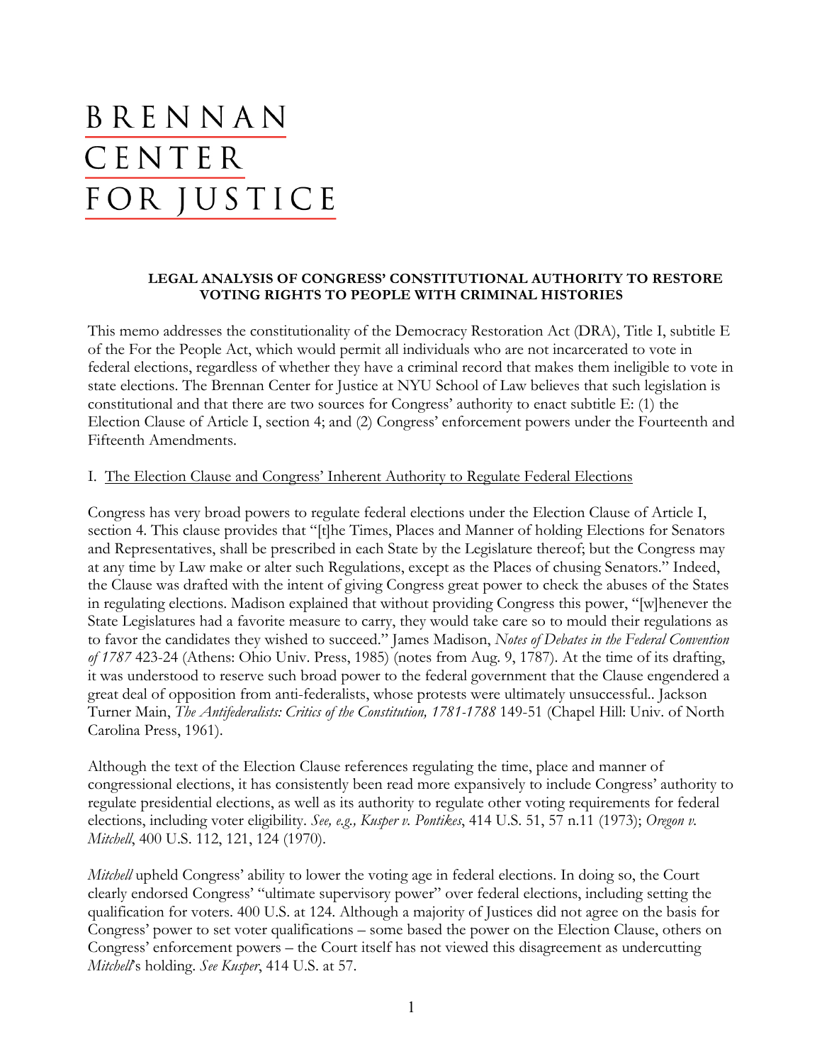# BRENNAN CENTER FOR JUSTICE

**LEGAL ANALYSIS OF CONGRESS' CONSTITUTIONAL AUTHORITY TO RESTORE VOTING RIGHTS TO PEOPLE WITH CRIMINAL HISTORIES**

This memo addresses the constitutionality of the Democracy Restoration Act (DRA), Title I, subtitle E of the For the People Act, which would permit all individuals who are not incarcerated to vote in federal elections, regardless of whether they have a criminal record that makes them ineligible to vote in state elections. The Brennan Center for Justice at NYU School of Law believes that such legislation is constitutional and that there are two sources for Congress' authority to enact subtitle E: (1) the Election Clause of Article I, section 4; and (2) Congress' enforcement powers under the Fourteenth and Fifteenth Amendments.

## I. The Election Clause and Congress' Inherent Authority to Regulate Federal Elections

Congress has very broad powers to regulate federal elections under the Election Clause of Article I, section 4. This clause provides that "[t]he Times, Places and Manner of holding Elections for Senators and Representatives, shall be prescribed in each State by the Legislature thereof; but the Congress may at any time by Law make or alter such Regulations, except as the Places of chusing Senators." Indeed, the Clause was drafted with the intent of giving Congress great power to check the abuses of the States in regulating elections. Madison explained that without providing Congress this power, "[w]henever the State Legislatures had a favorite measure to carry, they would take care so to mould their regulations as to favor the candidates they wished to succeed." James Madison, *Notes of Debates in the Federal Convention of 1787* 423-24 (Athens: Ohio Univ. Press, 1985) (notes from Aug. 9, 1787). At the time of its drafting, it was understood to reserve such broad power to the federal government that the Clause engendered a great deal of opposition from anti-federalists, whose protests were ultimately unsuccessful.. Jackson Turner Main, *The Antifederalists: Critics of the Constitution, 1781-1788* 149-51 (Chapel Hill: Univ. of North Carolina Press, 1961).

Although the text of the Election Clause references regulating the time, place and manner of congressional elections, it has consistently been read more expansively to include Congress' authority to regulate presidential elections, as well as its authority to regulate other voting requirements for federal elections, including voter eligibility. *See, e.g., Kusper v. Pontikes*, 414 U.S. 51, 57 n.11 (1973); *Oregon v. Mitchell*, 400 U.S. 112, 121, 124 (1970).

*Mitchell* upheld Congress' ability to lower the voting age in federal elections. In doing so, the Court clearly endorsed Congress' "ultimate supervisory power" over federal elections, including setting the qualification for voters. 400 U.S. at 124. Although a majority of Justices did not agree on the basis for Congress' power to set voter qualifications – some based the power on the Election Clause, others on Congress' enforcement powers – the Court itself has not viewed this disagreement as undercutting *Mitchell*'s holding. *See Kusper*, 414 U.S. at 57.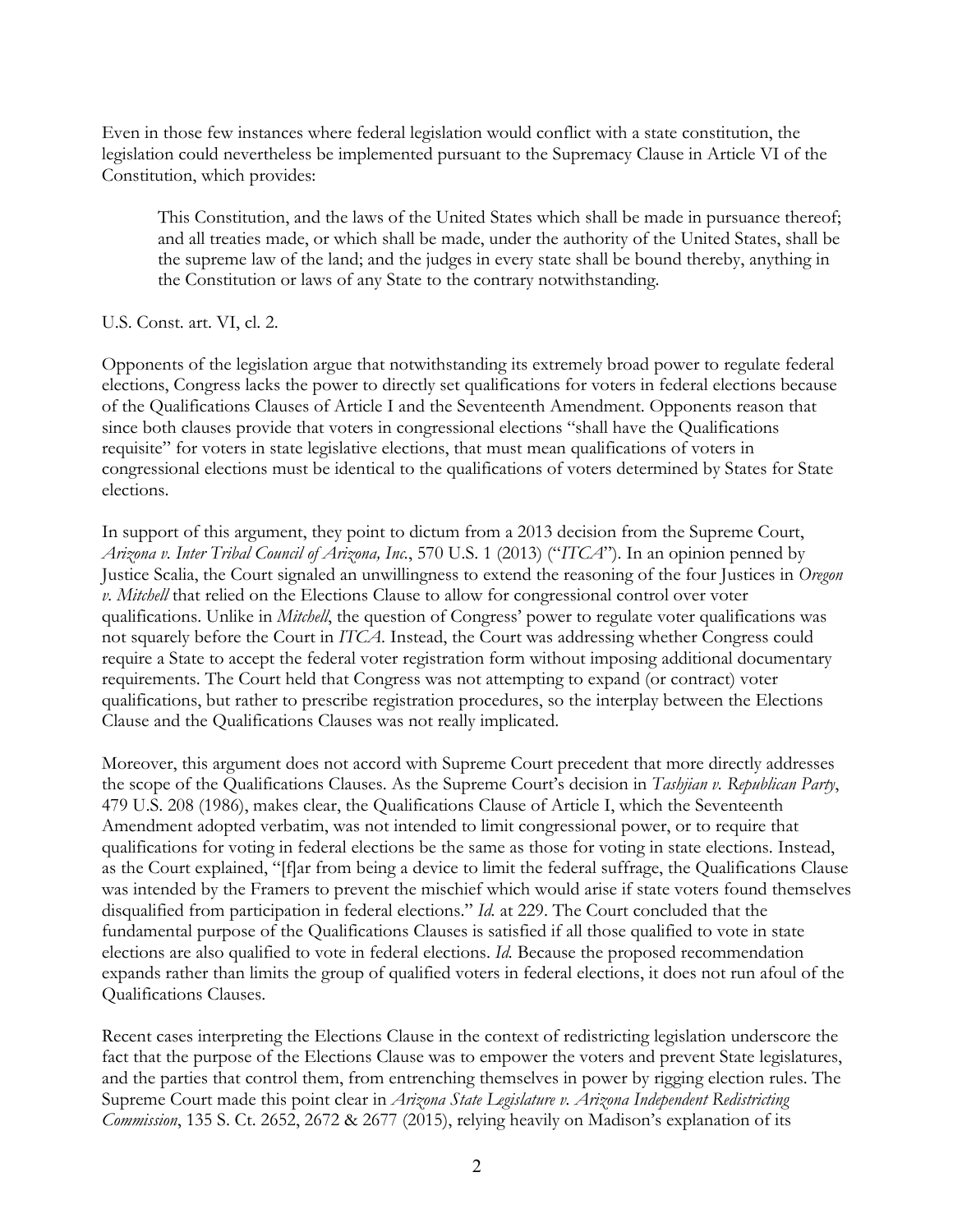Even in those few instances where federal legislation would conflict with a state constitution, the legislation could nevertheless be implemented pursuant to the Supremacy Clause in Article VI of the Constitution, which provides:

> This Constitution, and the laws of the United States which shall be made in pursuance thereof; and all treaties made, or which shall be made, under the authority of the United States, shall be the supreme law of the land; and the judges in every state shall be bound thereby, anything in the Constitution or laws of any State to the contrary notwithstanding.

U.S. Const. art. VI, cl. 2.

Opponents of the legislation argue that notwithstanding its extremely broad power to regulate federal elections, Congress lacks the power to directly set qualifications for voters in federal elections because of the Qualifications Clauses of Article I and the Seventeenth Amendment. Opponents reason that since both clauses provide that voters in congressional elections "shall have the Qualifications requisite" for voters in state legislative elections, that must mean qualifications of voters in congressional elections must be identical to the qualifications of voters determined by States for State elections.

In support of this argument, they point to dictum from a 2013 decision from the Supreme Court, *Arizona v. Inter Tribal Council of Arizona, Inc.*, 570 U.S. 1 (2013) ("*ITCA*"). In an opinion penned by Justice Scalia, the Court signaled an unwillingness to extend the reasoning of the four Justices in *Oregon v. Mitchell* that relied on the Elections Clause to allow for congressional control over voter qualifications. Unlike in *Mitchell*, the question of Congress' power to regulate voter qualifications was not squarely before the Court in *ITCA*. Instead, the Court was addressing whether Congress could require a State to accept the federal voter registration form without imposing additional documentary requirements. The Court held that Congress was not attempting to expand (or contract) voter qualifications, but rather to prescribe registration procedures, so the interplay between the Elections Clause and the Qualifications Clauses was not really implicated.

Moreover, this argument does not accord with Supreme Court precedent that more directly addresses the scope of the Qualifications Clauses. As the Supreme Court's decision in *Tashjian v. Republican Party*, 479 U.S. 208 (1986), makes clear, the Qualifications Clause of Article I, which the Seventeenth Amendment adopted verbatim, was not intended to limit congressional power, or to require that qualifications for voting in federal elections be the same as those for voting in state elections. Instead, as the Court explained, "[f]ar from being a device to limit the federal suffrage, the Qualifications Clause was intended by the Framers to prevent the mischief which would arise if state voters found themselves disqualified from participation in federal elections." *Id.* at 229. The Court concluded that the fundamental purpose of the Qualifications Clauses is satisfied if all those qualified to vote in state elections are also qualified to vote in federal elections. *Id.* Because the proposed recommendation expands rather than limits the group of qualified voters in federal elections, it does not run afoul of the Qualifications Clauses.

Recent cases interpreting the Elections Clause in the context of redistricting legislation underscore the fact that the purpose of the Elections Clause was to empower the voters and prevent State legislatures, and the parties that control them, from entrenching themselves in power by rigging election rules. The Supreme Court made this point clear in *Arizona State Legislature v. Arizona Independent Redistricting Commission*, 135 S. Ct. 2652, 2672 & 2677 (2015), relying heavily on Madison's explanation of its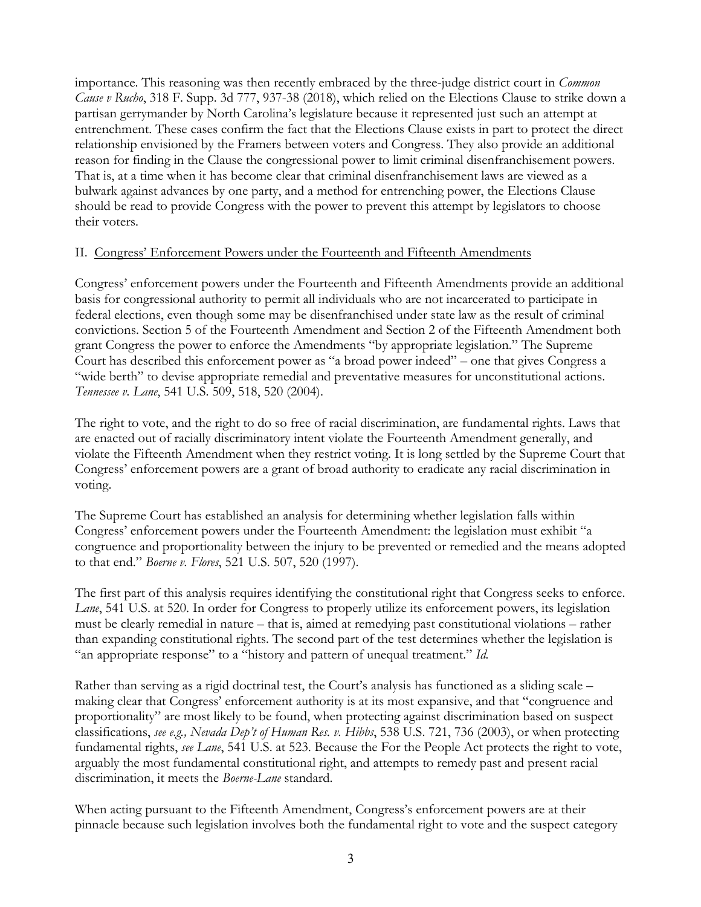importance. This reasoning was then recently embraced by the three-judge district court in *Common Cause v Rucho*, 318 F. Supp. 3d 777, 937-38 (2018), which relied on the Elections Clause to strike down a partisan gerrymander by North Carolina's legislature because it represented just such an attempt at entrenchment. These cases confirm the fact that the Elections Clause exists in part to protect the direct relationship envisioned by the Framers between voters and Congress. They also provide an additional reason for finding in the Clause the congressional power to limit criminal disenfranchisement powers. That is, at a time when it has become clear that criminal disenfranchisement laws are viewed as a bulwark against advances by one party, and a method for entrenching power, the Elections Clause should be read to provide Congress with the power to prevent this attempt by legislators to choose their voters.

## II. Congress' Enforcement Powers under the Fourteenth and Fifteenth Amendments

Congress' enforcement powers under the Fourteenth and Fifteenth Amendments provide an additional basis for congressional authority to permit all individuals who are not incarcerated to participate in federal elections, even though some may be disenfranchised under state law as the result of criminal convictions. Section 5 of the Fourteenth Amendment and Section 2 of the Fifteenth Amendment both grant Congress the power to enforce the Amendments "by appropriate legislation." The Supreme Court has described this enforcement power as "a broad power indeed" – one that gives Congress a "wide berth" to devise appropriate remedial and preventative measures for unconstitutional actions. *Tennessee v. Lane*, 541 U.S. 509, 518, 520 (2004).

The right to vote, and the right to do so free of racial discrimination, are fundamental rights. Laws that are enacted out of racially discriminatory intent violate the Fourteenth Amendment generally, and violate the Fifteenth Amendment when they restrict voting. It is long settled by the Supreme Court that Congress' enforcement powers are a grant of broad authority to eradicate any racial discrimination in voting.

The Supreme Court has established an analysis for determining whether legislation falls within Congress' enforcement powers under the Fourteenth Amendment: the legislation must exhibit "a congruence and proportionality between the injury to be prevented or remedied and the means adopted to that end." *Boerne v. Flores*, 521 U.S. 507, 520 (1997).

The first part of this analysis requires identifying the constitutional right that Congress seeks to enforce. *Lane*, 541 U.S. at 520. In order for Congress to properly utilize its enforcement powers, its legislation must be clearly remedial in nature – that is, aimed at remedying past constitutional violations – rather than expanding constitutional rights. The second part of the test determines whether the legislation is "an appropriate response" to a "history and pattern of unequal treatment." *Id.*

Rather than serving as a rigid doctrinal test, the Court's analysis has functioned as a sliding scale – making clear that Congress' enforcement authority is at its most expansive, and that "congruence and proportionality" are most likely to be found, when protecting against discrimination based on suspect classifications, *see e.g., Nevada Dep't of Human Res. v. Hibbs*, 538 U.S. 721, 736 (2003), or when protecting fundamental rights, *see Lane*, 541 U.S. at 523. Because the For the People Act protects the right to vote, arguably the most fundamental constitutional right, and attempts to remedy past and present racial discrimination, it meets the *Boerne-Lane* standard.

When acting pursuant to the Fifteenth Amendment, Congress's enforcement powers are at their pinnacle because such legislation involves both the fundamental right to vote and the suspect category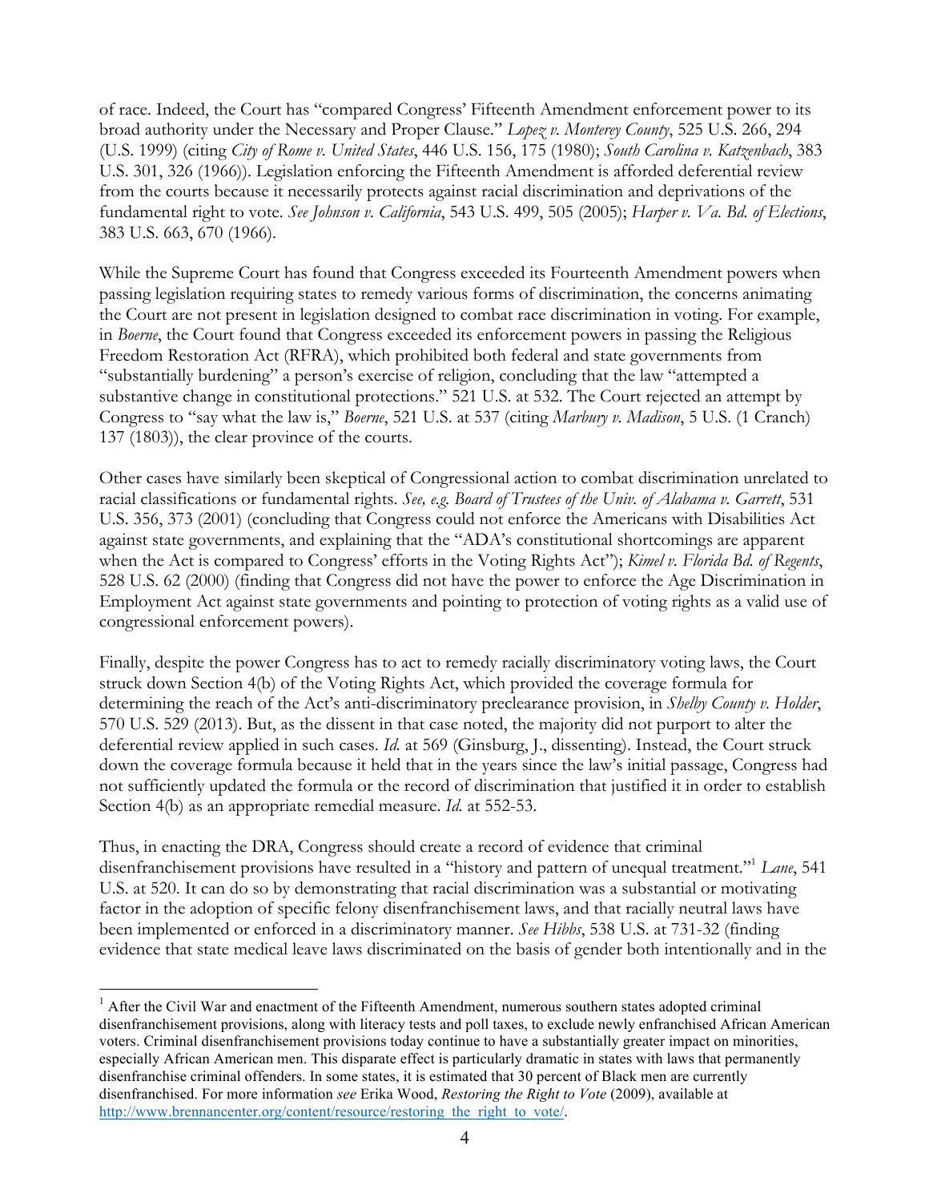of race. Indeed, the Court has "compared Congress' Fifteenth Amendment enforcement power to its broad authority under the Necessary and Proper Clause." *Lopez v. Monterey County*, 525 U.S. 266, 294 (U.S. 1999) (citing *City of Rome v. United States*, 446 U.S. 156, 175 (1980); *South Carolina v. Katzenbach*, 383 U.S. 301, 326 (1966)). Legislation enforcing the Fifteenth Amendment is afforded deferential review from the courts because it necessarily protects against racial discrimination and deprivations of the fundamental right to vote. *See Johnson v. California*, 543 U.S. 499, 505 (2005); *Harper v. Va. Bd. of Elections*, 383 U.S. 663, 670 (1966).

While the Supreme Court has found that Congress exceeded its Fourteenth Amendment powers when passing legislation requiring states to remedy various forms of discrimination, the concerns animating the Court are not present in legislation designed to combat race discrimination in voting. For example, in *Boerne*, the Court found that Congress exceeded its enforcement powers in passing the Religious Freedom Restoration Act (RFRA), which prohibited both federal and state governments from "substantially burdening" a person's exercise of religion, concluding that the law "attempted a substantive change in constitutional protections." 521 U.S. at 532. The Court rejected an attempt by Congress to "say what the law is," *Boerne*, 521 U.S. at 537 (citing *Marbury v. Madison*, 5 U.S. (1 Cranch) 137 (1803)), the clear province of the courts.

Other cases have similarly been skeptical of Congressional action to combat discrimination unrelated to racial classifications or fundamental rights. *See, e.g. Board of Trustees of the Univ. of Alabama v. Garrett*, 531 U.S. 356, 373 (2001) (concluding that Congress could not enforce the Americans with Disabilities Act against state governments, and explaining that the "ADA's constitutional shortcomings are apparent when the Act is compared to Congress' efforts in the Voting Rights Act"); *Kimel v. Florida Bd. of Regents*, 528 U.S. 62 (2000) (finding that Congress did not have the power to enforce the Age Discrimination in Employment Act against state governments and pointing to protection of voting rights as a valid use of congressional enforcement powers).

Finally, despite the power Congress has to act to remedy racially discriminatory voting laws, the Court struck down Section 4(b) of the Voting Rights Act, which provided the coverage formula for determining the reach of the Act's anti-discriminatory preclearance provision, in *Shelby County v. Holder*, 570 U.S. 529 (2013). But, as the dissent in that case noted, the majority did not purport to alter the deferential review applied in such cases. *Id.* at 569 (Ginsburg, J., dissenting). Instead, the Court struck down the coverage formula because it held that in the years since the law's initial passage, Congress had not sufficiently updated the formula or the record of discrimination that justified it in order to establish Section 4(b) as an appropriate remedial measure. *Id.* at 552-53.

Thus, in enacting the DRA, Congress should create a record of evidence that criminal disenfranchisement provisions have resulted in a "history and pattern of unequal treatment."[1] *Lane*, 541 U.S. at 520. It can do so by demonstrating that racial discrimination was a substantial or motivating factor in the adoption of specific felony disenfranchisement laws, and that racially neutral laws have been implemented or enforced in a discriminatory manner. *See Hibbs*, 538 U.S. at 731-32 (finding evidence that state medical leave laws discriminated on the basis of gender both intentionally and in the

[1] After the Civil War and enactment of the Fifteenth Amendment, numerous southern states adopted criminal disenfranchisement provisions, along with literacy tests and poll taxes, to exclude newly enfranchised African American voters. Criminal disenfranchisement provisions today continue to have a substantially greater impact on minorities, especially African American men. This disparate effect is particularly dramatic in states with laws that permanently disenfranchise criminal offenders. In some states, it is estimated that 30 percent of Black men are currently disenfranchised. For more information *see* Erika Wood, *Restoring the Right to Vote* (2009), available at http://www.brennancenter.org/content/resource/restoring_the_right_to_vote/.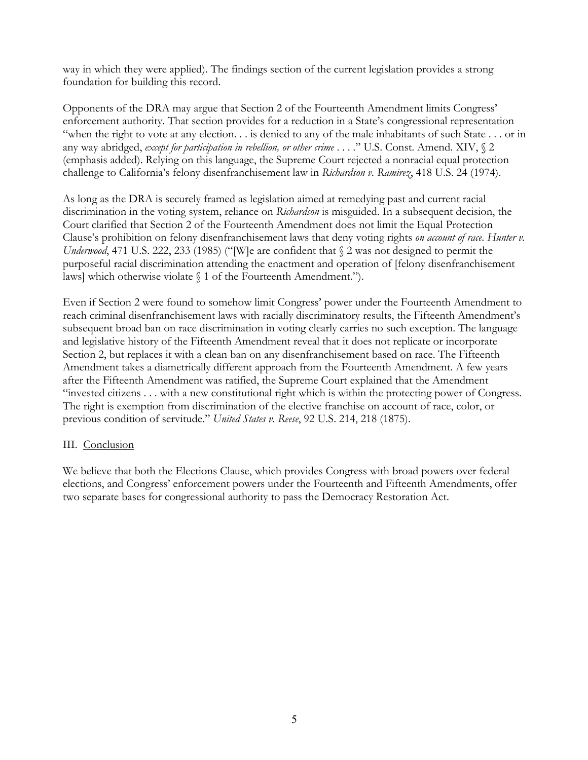way in which they were applied). The findings section of the current legislation provides a strong foundation for building this record.

Opponents of the DRA may argue that Section 2 of the Fourteenth Amendment limits Congress' enforcement authority. That section provides for a reduction in a State's congressional representation "when the right to vote at any election. . . is denied to any of the male inhabitants of such State . . . or in any way abridged, *except for participation in rebellion, or other crime* . . . ." U.S. Const. Amend. XIV, § 2 (emphasis added). Relying on this language, the Supreme Court rejected a nonracial equal protection challenge to California's felony disenfranchisement law in *Richardson v. Ramirez*, 418 U.S. 24 (1974).

As long as the DRA is securely framed as legislation aimed at remedying past and current racial discrimination in the voting system, reliance on *Richardson* is misguided. In a subsequent decision, the Court clarified that Section 2 of the Fourteenth Amendment does not limit the Equal Protection Clause's prohibition on felony disenfranchisement laws that deny voting rights *on account of race*. *Hunter v. Underwood*, 471 U.S. 222, 233 (1985) ("[W]e are confident that § 2 was not designed to permit the purposeful racial discrimination attending the enactment and operation of [felony disenfranchisement laws] which otherwise violate § 1 of the Fourteenth Amendment.").

Even if Section 2 were found to somehow limit Congress' power under the Fourteenth Amendment to reach criminal disenfranchisement laws with racially discriminatory results, the Fifteenth Amendment's subsequent broad ban on race discrimination in voting clearly carries no such exception. The language and legislative history of the Fifteenth Amendment reveal that it does not replicate or incorporate Section 2, but replaces it with a clean ban on any disenfranchisement based on race. The Fifteenth Amendment takes a diametrically different approach from the Fourteenth Amendment. A few years after the Fifteenth Amendment was ratified, the Supreme Court explained that the Amendment "invested citizens . . . with a new constitutional right which is within the protecting power of Congress. The right is exemption from discrimination of the elective franchise on account of race, color, or previous condition of servitude." *United States v. Reese*, 92 U.S. 214, 218 (1875).

## III. Conclusion

We believe that both the Elections Clause, which provides Congress with broad powers over federal elections, and Congress' enforcement powers under the Fourteenth and Fifteenth Amendments, offer two separate bases for congressional authority to pass the Democracy Restoration Act.